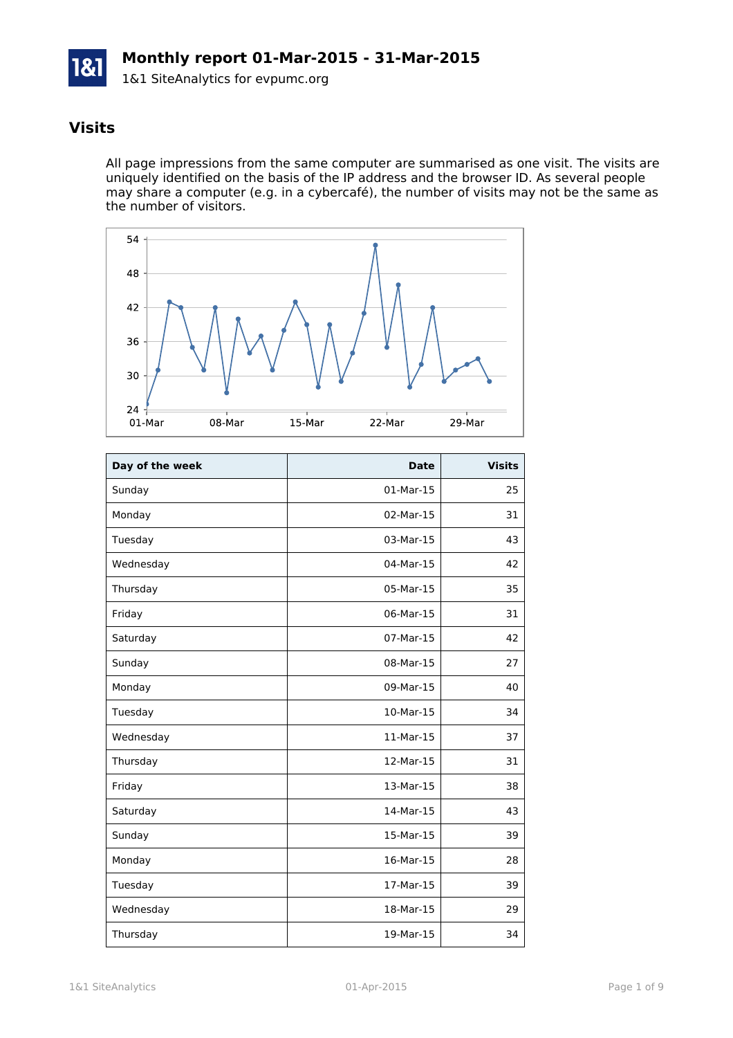# Monthly report 01-Mar-2015 - 31-Mar-2015

1&1 SiteAnalytics for evpumc.org

## Visits

All page impressions from the same computer are summarised as one visit. The visits are uniquely identified on the basis of the IP address and the browser ID. As several people may share a computer (e.g. in a cybercafé), the number of visits may not be the same as the number of visitors.

| Day of the week | Date | Visits |
|---|---|---|
| Sunday | 01-Mar-15 | 25 |
| Monday | 02-Mar-15 | 31 |
| Tuesday | 03-Mar-15 | 43 |
| Wednesday | 04-Mar-15 | 42 |
| Thursday | 05-Mar-15 | 35 |
| Friday | 06-Mar-15 | 31 |
| Saturday | 07-Mar-15 | 42 |
| Sunday | 08-Mar-15 | 27 |
| Monday | 09-Mar-15 | 40 |
| Tuesday | 10-Mar-15 | 34 |
| Wednesday | 11-Mar-15 | 37 |
| Thursday | 12-Mar-15 | 31 |
| Friday | 13-Mar-15 | 38 |
| Saturday | 14-Mar-15 | 43 |
| Sunday | 15-Mar-15 | 39 |
| Monday | 16-Mar-15 | 28 |
| Tuesday | 17-Mar-15 | 39 |
| Wednesday | 18-Mar-15 | 29 |
| Thursday | 19-Mar-15 | 34 |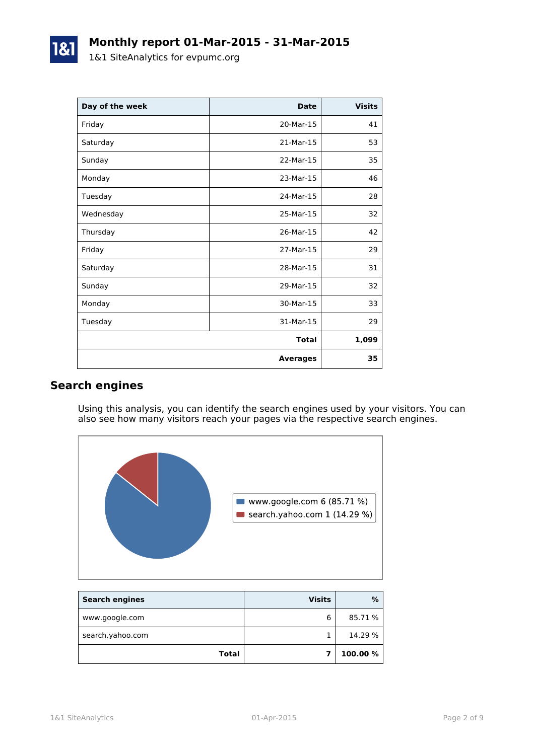# Monthly report 01-Mar-2015 - 31-Mar-2015

1&1 SiteAnalytics for evpumc.org

| Day of the week | Date | Visits |
|---|---|---|
| Friday | 20-Mar-15 | 41 |
| Saturday | 21-Mar-15 | 53 |
| Sunday | 22-Mar-15 | 35 |
| Monday | 23-Mar-15 | 46 |
| Tuesday | 24-Mar-15 | 28 |
| Wednesday | 25-Mar-15 | 32 |
| Thursday | 26-Mar-15 | 42 |
| Friday | 27-Mar-15 | 29 |
| Saturday | 28-Mar-15 | 31 |
| Sunday | 29-Mar-15 | 32 |
| Monday | 30-Mar-15 | 33 |
| Tuesday | 31-Mar-15 | 29 |
| | **Total** | **1,099** |
| | **Averages** | **35** |

## Search engines

Using this analysis, you can identify the search engines used by your visitors. You can also see how many visitors reach your pages via the respective search engines.

www.google.com 6 (85.71 %)
search.yahoo.com 1 (14.29 %)

| Search engines | Visits | % |
|---|---|---|
| www.google.com | 6 | 85.71 % |
| search.yahoo.com | 1 | 14.29 % |
| **Total** | **7** | **100.00 %** |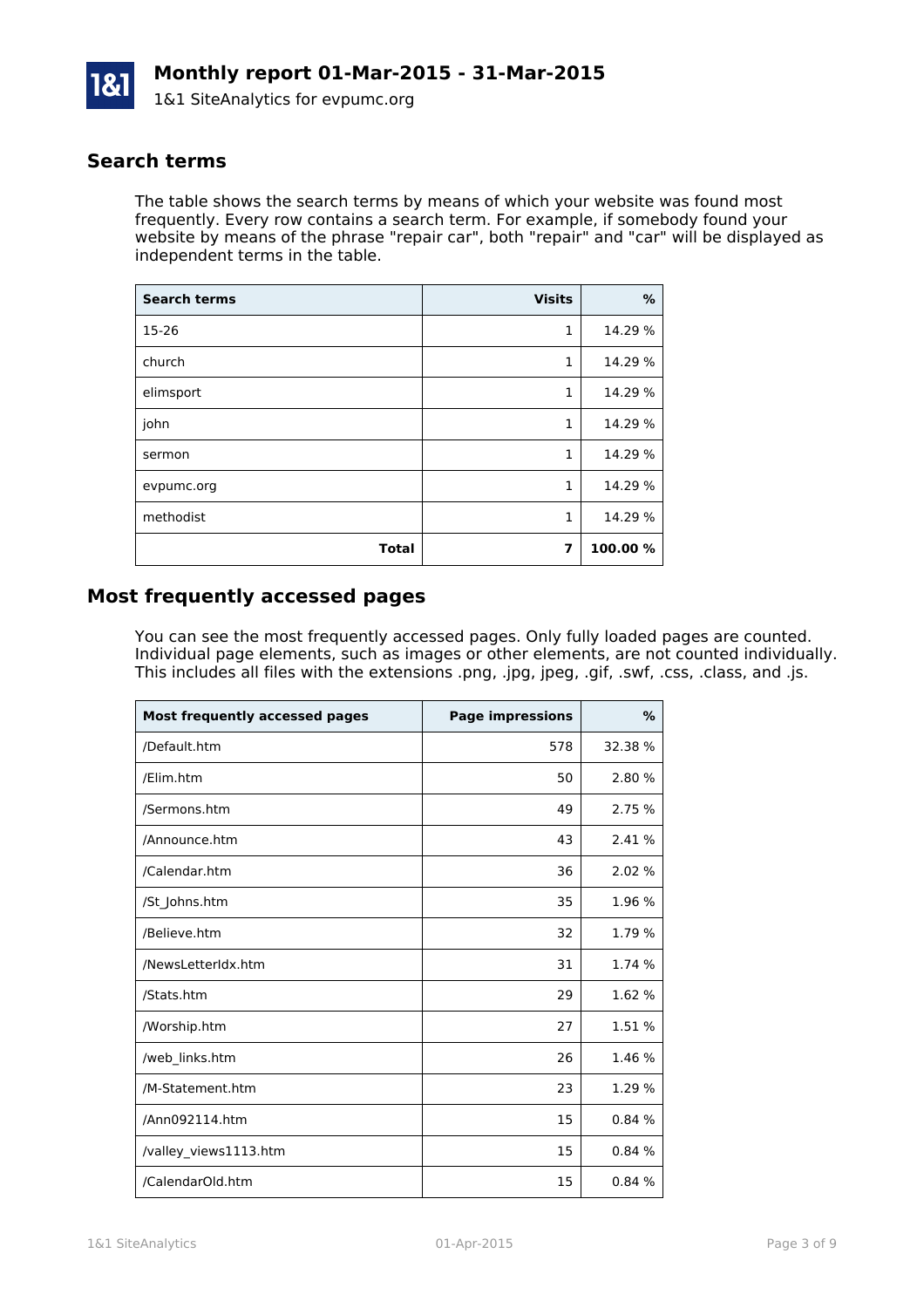# Monthly report 01-Mar-2015 - 31-Mar-2015

1&1 SiteAnalytics for evpumc.org

## Search terms

The table shows the search terms by means of which your website was found most frequently. Every row contains a search term. For example, if somebody found your website by means of the phrase "repair car", both "repair" and "car" will be displayed as independent terms in the table.

| Search terms | Visits | % |
|---|---:|---:|
| 15-26 | 1 | 14.29 % |
| church | 1 | 14.29 % |
| elimsport | 1 | 14.29 % |
| john | 1 | 14.29 % |
| sermon | 1 | 14.29 % |
| evpumc.org | 1 | 14.29 % |
| methodist | 1 | 14.29 % |
| **Total** | **7** | **100.00 %** |

## Most frequently accessed pages

You can see the most frequently accessed pages. Only fully loaded pages are counted. Individual page elements, such as images or other elements, are not counted individually. This includes all files with the extensions .png, .jpg, jpeg, .gif, .swf, .css, .class, and .js.

| Most frequently accessed pages | Page impressions | % |
|---|---:|---:|
| /Default.htm | 578 | 32.38 % |
| /Elim.htm | 50 | 2.80 % |
| /Sermons.htm | 49 | 2.75 % |
| /Announce.htm | 43 | 2.41 % |
| /Calendar.htm | 36 | 2.02 % |
| /St_Johns.htm | 35 | 1.96 % |
| /Believe.htm | 32 | 1.79 % |
| /NewsLetterIdx.htm | 31 | 1.74 % |
| /Stats.htm | 29 | 1.62 % |
| /Worship.htm | 27 | 1.51 % |
| /web_links.htm | 26 | 1.46 % |
| /M-Statement.htm | 23 | 1.29 % |
| /Ann092114.htm | 15 | 0.84 % |
| /valley_views1113.htm | 15 | 0.84 % |
| /CalendarOld.htm | 15 | 0.84 % |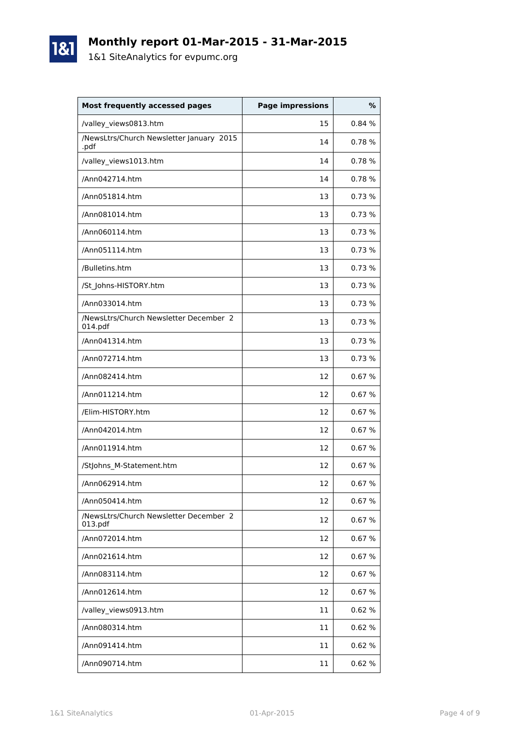# Monthly report 01-Mar-2015 - 31-Mar-2015

1&1 SiteAnalytics for evpumc.org

| Most frequently accessed pages | Page impressions | % |
|---|---|---|
| /valley_views0813.htm | 15 | 0.84 % |
| /NewsLtrs/Church Newsletter January 2015 .pdf | 14 | 0.78 % |
| /valley_views1013.htm | 14 | 0.78 % |
| /Ann042714.htm | 14 | 0.78 % |
| /Ann051814.htm | 13 | 0.73 % |
| /Ann081014.htm | 13 | 0.73 % |
| /Ann060114.htm | 13 | 0.73 % |
| /Ann051114.htm | 13 | 0.73 % |
| /Bulletins.htm | 13 | 0.73 % |
| /St_Johns-HISTORY.htm | 13 | 0.73 % |
| /Ann033014.htm | 13 | 0.73 % |
| /NewsLtrs/Church Newsletter December 2014.pdf | 13 | 0.73 % |
| /Ann041314.htm | 13 | 0.73 % |
| /Ann072714.htm | 13 | 0.73 % |
| /Ann082414.htm | 12 | 0.67 % |
| /Ann011214.htm | 12 | 0.67 % |
| /Elim-HISTORY.htm | 12 | 0.67 % |
| /Ann042014.htm | 12 | 0.67 % |
| /Ann011914.htm | 12 | 0.67 % |
| /StJohns_M-Statement.htm | 12 | 0.67 % |
| /Ann062914.htm | 12 | 0.67 % |
| /Ann050414.htm | 12 | 0.67 % |
| /NewsLtrs/Church Newsletter December 2013.pdf | 12 | 0.67 % |
| /Ann072014.htm | 12 | 0.67 % |
| /Ann021614.htm | 12 | 0.67 % |
| /Ann083114.htm | 12 | 0.67 % |
| /Ann012614.htm | 12 | 0.67 % |
| /valley_views0913.htm | 11 | 0.62 % |
| /Ann080314.htm | 11 | 0.62 % |
| /Ann091414.htm | 11 | 0.62 % |
| /Ann090714.htm | 11 | 0.62 % |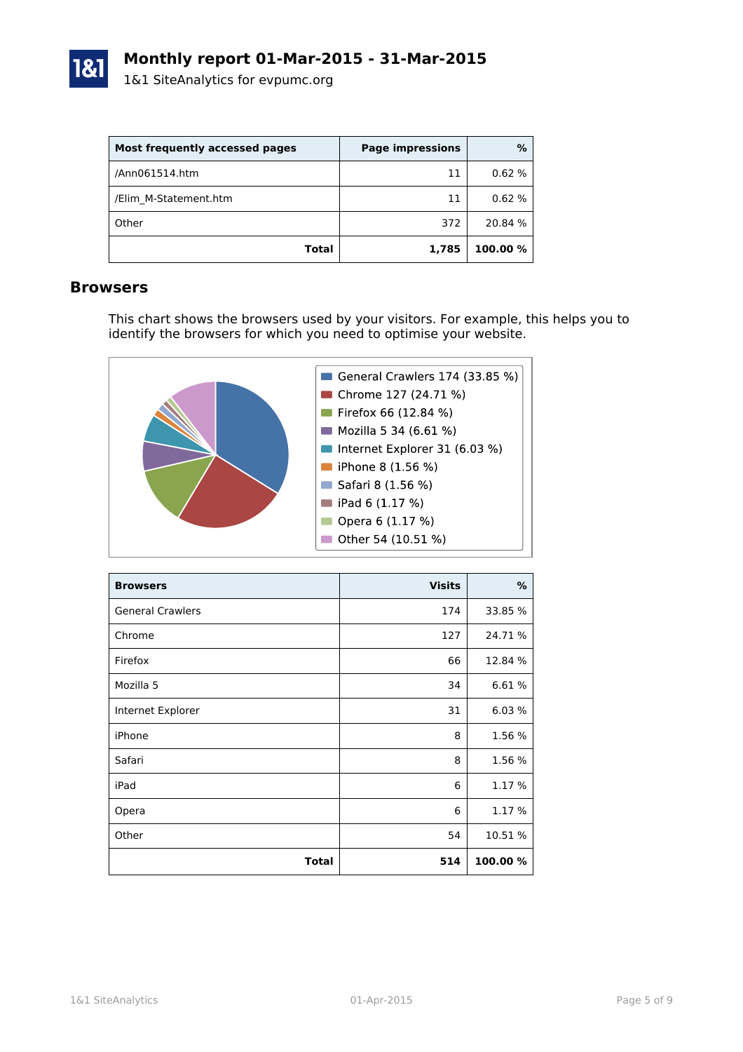# Monthly report 01-Mar-2015 - 31-Mar-2015

1&1 SiteAnalytics for evpumc.org

| Most frequently accessed pages | Page impressions | % |
|---|---|---|
| /Ann061514.htm | 11 | 0.62 % |
| /Elim_M-Statement.htm | 11 | 0.62 % |
| Other | 372 | 20.84 % |
| **Total** | **1,785** | **100.00 %** |

## Browsers

This chart shows the browsers used by your visitors. For example, this helps you to identify the browsers for which you need to optimise your website.

- General Crawlers 174 (33.85 %)
- Chrome 127 (24.71 %)
- Firefox 66 (12.84 %)
- Mozilla 5 34 (6.61 %)
- Internet Explorer 31 (6.03 %)
- iPhone 8 (1.56 %)
- Safari 8 (1.56 %)
- iPad 6 (1.17 %)
- Opera 6 (1.17 %)
- Other 54 (10.51 %)

| Browsers | Visits | % |
|---|---|---|
| General Crawlers | 174 | 33.85 % |
| Chrome | 127 | 24.71 % |
| Firefox | 66 | 12.84 % |
| Mozilla 5 | 34 | 6.61 % |
| Internet Explorer | 31 | 6.03 % |
| iPhone | 8 | 1.56 % |
| Safari | 8 | 1.56 % |
| iPad | 6 | 1.17 % |
| Opera | 6 | 1.17 % |
| Other | 54 | 10.51 % |
| **Total** | **514** | **100.00 %** |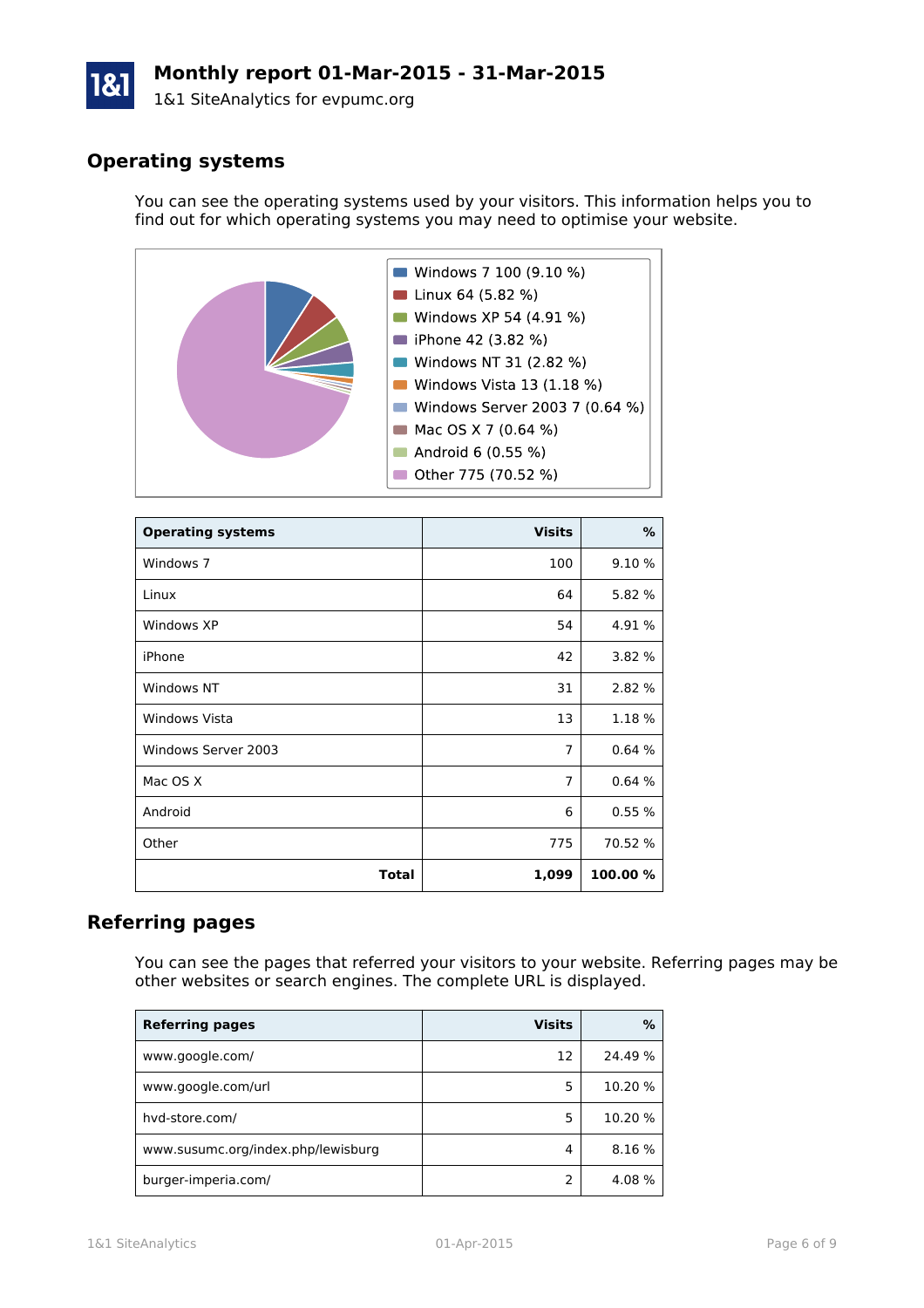# Monthly report 01-Mar-2015 - 31-Mar-2015

1&1 SiteAnalytics for evpumc.org

## Operating systems

You can see the operating systems used by your visitors. This information helps you to find out for which operating systems you may need to optimise your website.

- Windows 7 100 (9.10 %)
- Linux 64 (5.82 %)
- Windows XP 54 (4.91 %)
- iPhone 42 (3.82 %)
- Windows NT 31 (2.82 %)
- Windows Vista 13 (1.18 %)
- Windows Server 2003 7 (0.64 %)
- Mac OS X 7 (0.64 %)
- Android 6 (0.55 %)
- Other 775 (70.52 %)

| Operating systems | Visits | % |
|---|---:|---:|
| Windows 7 | 100 | 9.10 % |
| Linux | 64 | 5.82 % |
| Windows XP | 54 | 4.91 % |
| iPhone | 42 | 3.82 % |
| Windows NT | 31 | 2.82 % |
| Windows Vista | 13 | 1.18 % |
| Windows Server 2003 | 7 | 0.64 % |
| Mac OS X | 7 | 0.64 % |
| Android | 6 | 0.55 % |
| Other | 775 | 70.52 % |
| **Total** | **1,099** | **100.00 %** |

## Referring pages

You can see the pages that referred your visitors to your website. Referring pages may be other websites or search engines. The complete URL is displayed.

| Referring pages | Visits | % |
|---|---:|---:|
| www.google.com/ | 12 | 24.49 % |
| www.google.com/url | 5 | 10.20 % |
| hvd-store.com/ | 5 | 10.20 % |
| www.susumc.org/index.php/lewisburg | 4 | 8.16 % |
| burger-imperia.com/ | 2 | 4.08 % |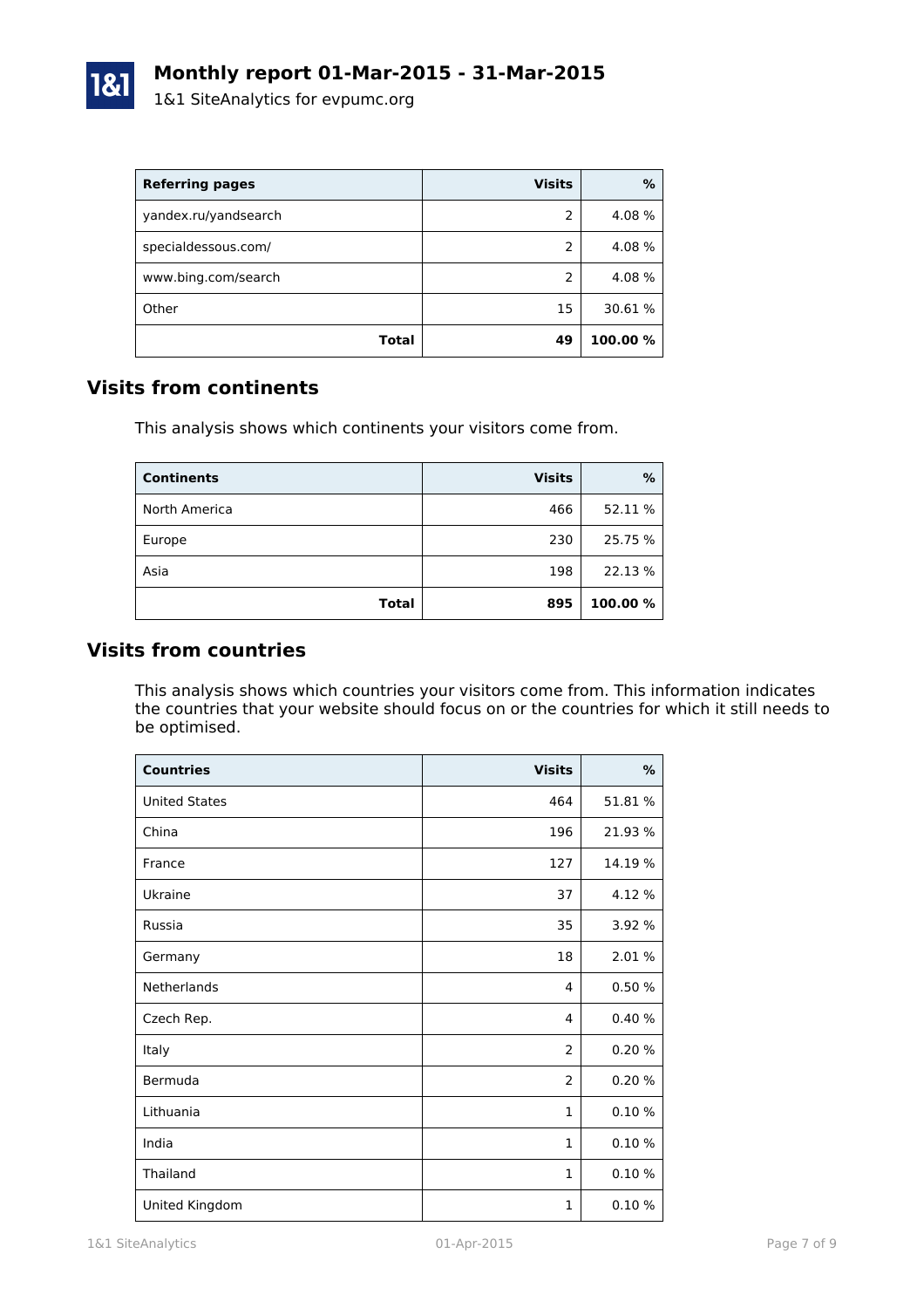# Monthly report 01-Mar-2015 - 31-Mar-2015

1&1 SiteAnalytics for evpumc.org

| Referring pages | Visits | % |
| --- | --- | --- |
| yandex.ru/yandsearch | 2 | 4.08 % |
| specialdessous.com/ | 2 | 4.08 % |
| www.bing.com/search | 2 | 4.08 % |
| Other | 15 | 30.61 % |
| **Total** | **49** | **100.00 %** |

## Visits from continents

This analysis shows which continents your visitors come from.

| Continents | Visits | % |
| --- | --- | --- |
| North America | 466 | 52.11 % |
| Europe | 230 | 25.75 % |
| Asia | 198 | 22.13 % |
| **Total** | **895** | **100.00 %** |

## Visits from countries

This analysis shows which countries your visitors come from. This information indicates the countries that your website should focus on or the countries for which it still needs to be optimised.

| Countries | Visits | % |
| --- | --- | --- |
| United States | 464 | 51.81 % |
| China | 196 | 21.93 % |
| France | 127 | 14.19 % |
| Ukraine | 37 | 4.12 % |
| Russia | 35 | 3.92 % |
| Germany | 18 | 2.01 % |
| Netherlands | 4 | 0.50 % |
| Czech Rep. | 4 | 0.40 % |
| Italy | 2 | 0.20 % |
| Bermuda | 2 | 0.20 % |
| Lithuania | 1 | 0.10 % |
| India | 1 | 0.10 % |
| Thailand | 1 | 0.10 % |
| United Kingdom | 1 | 0.10 % |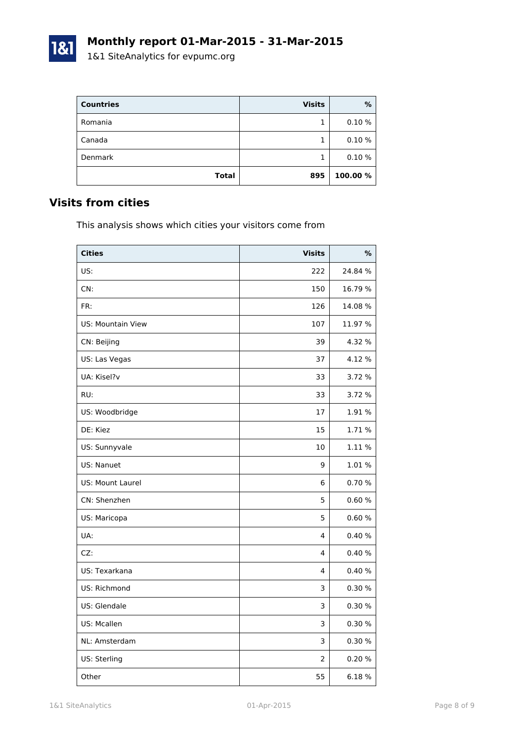| Countries | Visits | % |
| --- | --- | --- |
| Romania | 1 | 0.10 % |
| Canada | 1 | 0.10 % |
| Denmark | 1 | 0.10 % |
| **Total** | **895** | **100.00 %** |

## Visits from cities

This analysis shows which cities your visitors come from

| Cities | Visits | % |
| --- | --- | --- |
| US: | 222 | 24.84 % |
| CN: | 150 | 16.79 % |
| FR: | 126 | 14.08 % |
| US: Mountain View | 107 | 11.97 % |
| CN: Beijing | 39 | 4.32 % |
| US: Las Vegas | 37 | 4.12 % |
| UA: Kisel?v | 33 | 3.72 % |
| RU: | 33 | 3.72 % |
| US: Woodbridge | 17 | 1.91 % |
| DE: Kiez | 15 | 1.71 % |
| US: Sunnyvale | 10 | 1.11 % |
| US: Nanuet | 9 | 1.01 % |
| US: Mount Laurel | 6 | 0.70 % |
| CN: Shenzhen | 5 | 0.60 % |
| US: Maricopa | 5 | 0.60 % |
| UA: | 4 | 0.40 % |
| CZ: | 4 | 0.40 % |
| US: Texarkana | 4 | 0.40 % |
| US: Richmond | 3 | 0.30 % |
| US: Glendale | 3 | 0.30 % |
| US: Mcallen | 3 | 0.30 % |
| NL: Amsterdam | 3 | 0.30 % |
| US: Sterling | 2 | 0.20 % |
| Other | 55 | 6.18 % |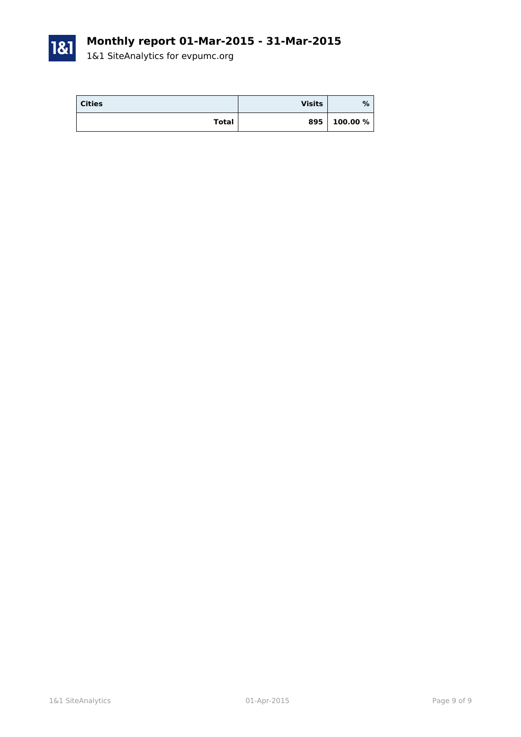# Monthly report 01-Mar-2015 - 31-Mar-2015

1&1 SiteAnalytics for evpumc.org

| Cities | Visits | % |
|---|---|---|
| **Total** | **895** | **100.00 %** |